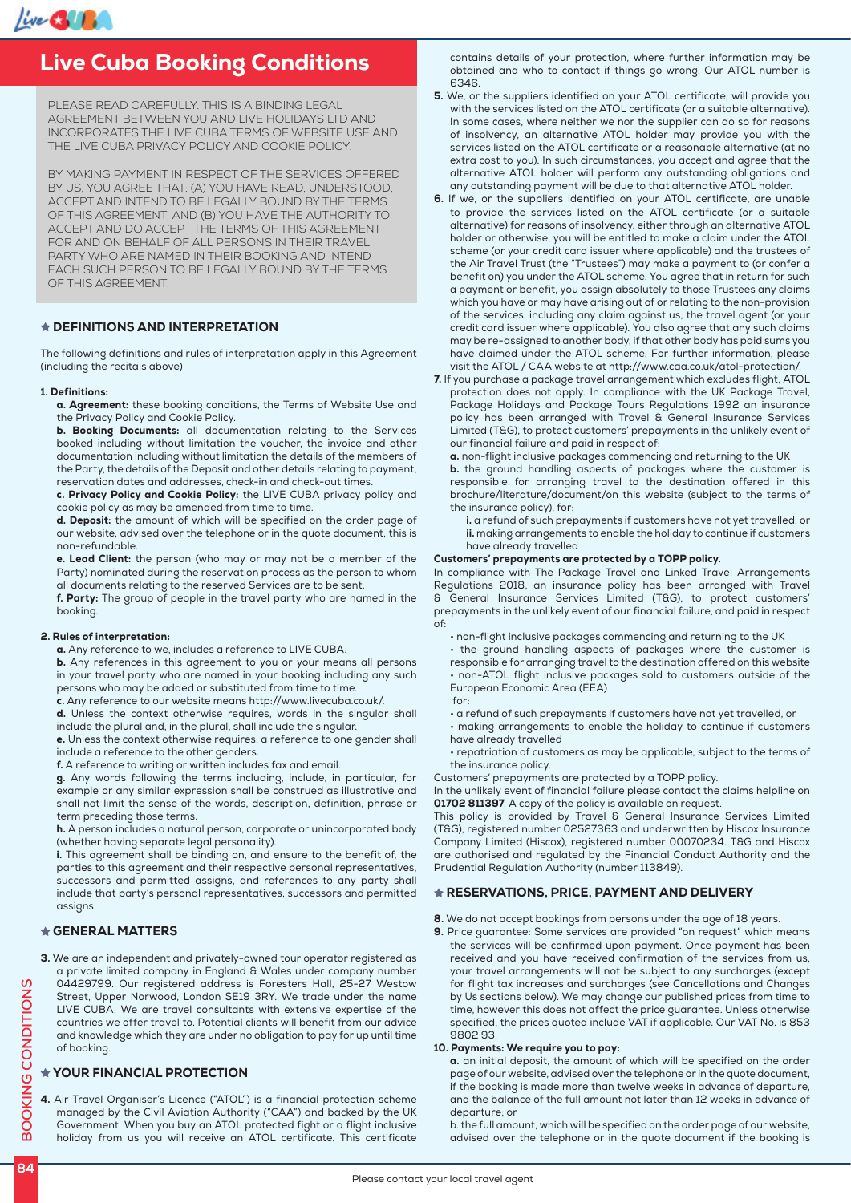# Live Cuba Booking Conditions

PLEASE READ CAREFULLY. THIS IS A BINDING LEGAL AGREEMENT BETWEEN YOU AND LIVE HOLIDAYS LTD AND INCORPORATES THE LIVE CUBA TERMS OF WEBSITE USE AND THE LIVE CUBA PRIVACY POLICY AND COOKIE POLICY.

BY MAKING PAYMENT IN RESPECT OF THE SERVICES OFFERED BY US, YOU AGREE THAT: (A) YOU HAVE READ, UNDERSTOOD, ACCEPT AND INTEND TO BE LEGALLY BOUND BY THE TERMS OF THIS AGREEMENT; AND (B) YOU HAVE THE AUTHORITY TO ACCEPT AND DO ACCEPT THE TERMS OF THIS AGREEMENT FOR AND ON BEHALF OF ALL PERSONS IN THEIR TRAVEL PARTY WHO ARE NAMED IN THEIR BOOKING AND INTEND EACH SUCH PERSON TO BE LEGALLY BOUND BY THE TERMS OF THIS AGREEMENT.

## ★ DEFINITIONS AND INTERPRETATION

The following definitions and rules of interpretation apply in this Agreement (including the recitals above)

**1. Definitions:**

**a. Agreement:** these booking conditions, the Terms of Website Use and the Privacy Policy and Cookie Policy.

**b. Booking Documents:** all documentation relating to the Services booked including without limitation the voucher, the invoice and other documentation including without limitation the details of the members of the Party, the details of the Deposit and other details relating to payment, reservation dates and addresses, check-in and check-out times.

**c. Privacy Policy and Cookie Policy:** the LIVE CUBA privacy policy and cookie policy as may be amended from time to time.

**d. Deposit:** the amount of which will be specified on the order page of our website, advised over the telephone or in the quote document, this is non-refundable.

**e. Lead Client:** the person (who may or may not be a member of the Party) nominated during the reservation process as the person to whom all documents relating to the reserved Services are to be sent.

**f. Party:** The group of people in the travel party who are named in the booking.

**2. Rules of interpretation:**

**a.** Any reference to we, includes a reference to LIVE CUBA.

**b.** Any references in this agreement to you or your means all persons in your travel party who are named in your booking including any such persons who may be added or substituted from time to time.

**c.** Any reference to our website means http://www.livecuba.co.uk/.

**d.** Unless the context otherwise requires, words in the singular shall include the plural and, in the plural, shall include the singular.

**e.** Unless the context otherwise requires, a reference to one gender shall include a reference to the other genders.

**f.** A reference to writing or written includes fax and email.

**g.** Any words following the terms including, include, in particular, for example or any similar expression shall be construed as illustrative and shall not limit the sense of the words, description, definition, phrase or term preceding those terms.

**h.** A person includes a natural person, corporate or unincorporated body (whether having separate legal personality).

**i.** This agreement shall be binding on, and ensure to the benefit of, the parties to this agreement and their respective personal representatives, successors and permitted assigns, and references to any party shall include that party's personal representatives, successors and permitted assigns.

## ★ GENERAL MATTERS

**3.** We are an independent and privately-owned tour operator registered as a private limited company in England & Wales under company number 04429799. Our registered address is Foresters Hall, 25-27 Westow Street, Upper Norwood, London SE19 3RY. We trade under the name LIVE CUBA. We are travel consultants with extensive expertise of the countries we offer travel to. Potential clients will benefit from our advice and knowledge which they are under no obligation to pay for up until time of booking.

## ★ YOUR FINANCIAL PROTECTION

**4.** Air Travel Organiser's Licence ("ATOL") is a financial protection scheme managed by the Civil Aviation Authority ("CAA") and backed by the UK Government. When you buy an ATOL protected flight or a flight inclusive holiday from us you will receive an ATOL certificate. This certificate contains details of your protection, where further information may be obtained and who to contact if things go wrong. Our ATOL number is 6346.

**5.** We, or the suppliers identified on your ATOL certificate, will provide you with the services listed on the ATOL certificate (or a suitable alternative). In some cases, where neither we nor the supplier can do so for reasons of insolvency, an alternative ATOL holder may provide you with the services listed on the ATOL certificate or a reasonable alternative (at no extra cost to you). In such circumstances, you accept and agree that the alternative ATOL holder will perform any outstanding obligations and any outstanding payment will be due to that alternative ATOL holder.

**6.** If we, or the suppliers identified on your ATOL certificate, are unable to provide the services listed on the ATOL certificate (or a suitable alternative) for reasons of insolvency, either through an alternative ATOL holder or otherwise, you will be entitled to make a claim under the ATOL scheme (or your credit card issuer where applicable) and the trustees of the Air Travel Trust (the "Trustees") may make a payment to (or confer a benefit on) you under the ATOL scheme. You agree that in return for such a payment or benefit, you assign absolutely to those Trustees any claims which you have or may have arising out of or relating to the non-provision of the services, including any claim against us, the travel agent (or your credit card issuer where applicable). You also agree that any such claims may be re-assigned to another body, if that other body has paid sums you have claimed under the ATOL scheme. For further information, please visit the ATOL / CAA website at http://www.caa.co.uk/atol-protection/.

**7.** If you purchase a package travel arrangement which excludes flight, ATOL protection does not apply. In compliance with the UK Package Travel, Package Holidays and Package Tours Regulations 1992 an insurance policy has been arranged with Travel & General Insurance Services Limited (T&G), to protect customers' prepayments in the unlikely event of our financial failure and paid in respect of:

**a.** non-flight inclusive packages commencing and returning to the UK

**b.** the ground handling aspects of packages where the customer is responsible for arranging travel to the destination offered in this brochure/literature/document/on this website (subject to the terms of the insurance policy), for:

**i.** a refund of such prepayments if customers have not yet travelled, or

**ii.** making arrangements to enable the holiday to continue if customers have already travelled

**Customers' prepayments are protected by a TOPP policy.**

In compliance with The Package Travel and Linked Travel Arrangements Regulations 2018, an insurance policy has been arranged with Travel & General Insurance Services Limited (T&G), to protect customers' prepayments in the unlikely event of our financial failure, and paid in respect of:

- non-flight inclusive packages commencing and returning to the UK
- the ground handling aspects of packages where the customer is responsible for arranging travel to the destination offered on this website
- non-ATOL flight inclusive packages sold to customers outside of the European Economic Area (EEA)

for:

- a refund of such prepayments if customers have not yet travelled, or
- making arrangements to enable the holiday to continue if customers have already travelled
- repatriation of customers as may be applicable, subject to the terms of the insurance policy.

Customers' prepayments are protected by a TOPP policy.

In the unlikely event of financial failure please contact the claims helpline on **01702 811397**. A copy of the policy is available on request.

This policy is provided by Travel & General Insurance Services Limited (T&G), registered number 02527363 and underwritten by Hiscox Insurance Company Limited (Hiscox), registered number 00070234. T&G and Hiscox are authorised and regulated by the Financial Conduct Authority and the Prudential Regulation Authority (number 113849).

## ★ RESERVATIONS, PRICE, PAYMENT AND DELIVERY

**8.** We do not accept bookings from persons under the age of 18 years.

**9.** Price guarantee: Some services are provided "on request" which means the services will be confirmed upon payment. Once payment has been received and you have received confirmation of the services from us, your travel arrangements will not be subject to any surcharges (except for flight tax increases and surcharges (see Cancellations and Changes by Us sections below). We may change our published prices from time to time, however this does not affect the price guarantee. Unless otherwise specified, the prices quoted include VAT if applicable. Our VAT No. is 853 9802 93.

**10. Payments: We require you to pay:**

**a.** an initial deposit, the amount of which will be specified on the order page of our website, advised over the telephone or in the quote document, if the booking is made more than twelve weeks in advance of departure, and the balance of the full amount not later than 12 weeks in advance of departure; or

b. the full amount, which will be specified on the order page of our website, advised over the telephone or in the quote document if the booking is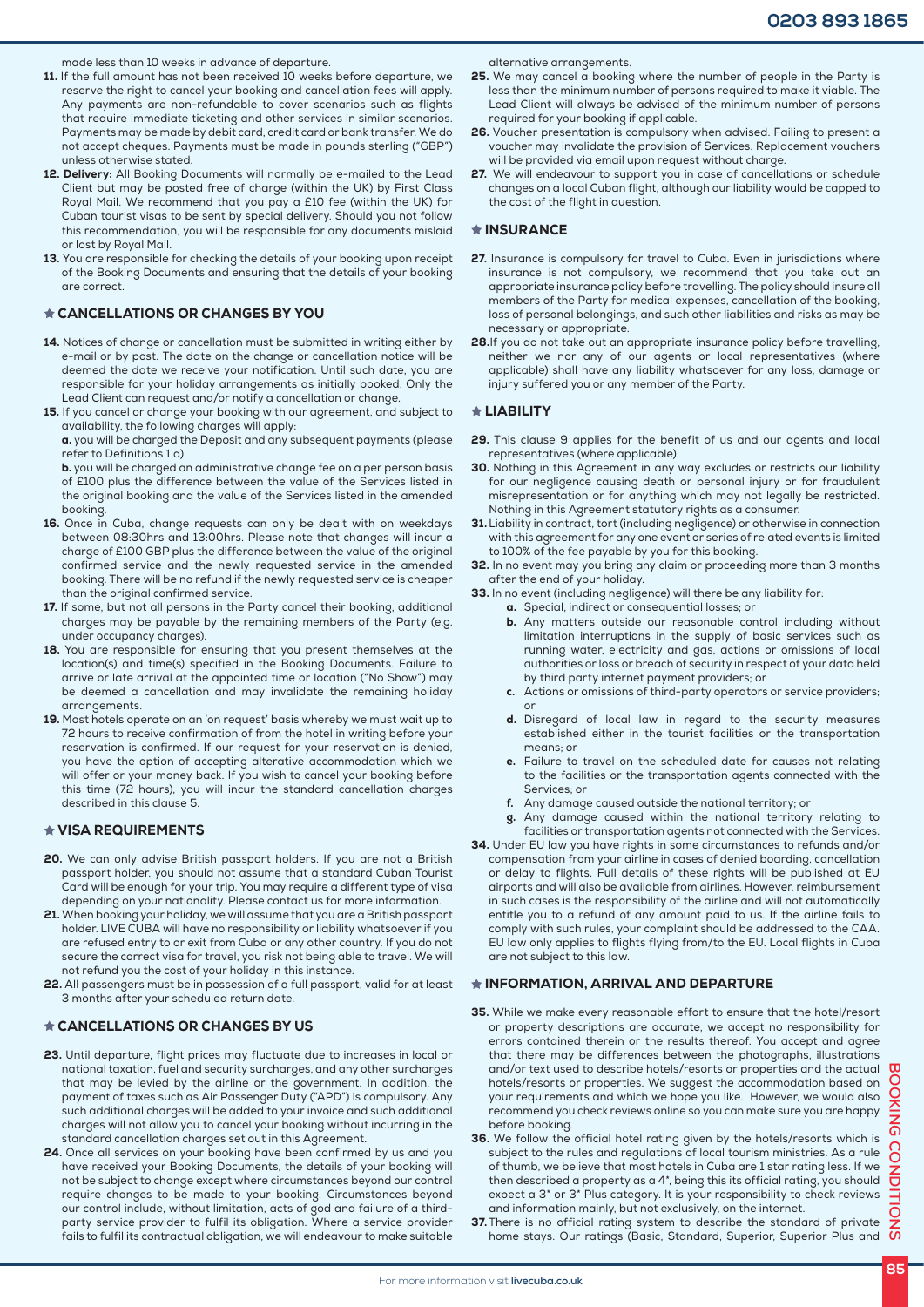made less than 10 weeks in advance of departure.

**11.** If the full amount has not been received 10 weeks before departure, we reserve the right to cancel your booking and cancellation fees will apply. Any payments are non-refundable to cover scenarios such as flights that require immediate ticketing and other services in similar scenarios. Payments may be made by debit card, credit card or bank transfer. We do not accept cheques. Payments must be made in pounds sterling ("GBP") unless otherwise stated.

**12. Delivery:** All Booking Documents will normally be e-mailed to the Lead Client but may be posted free of charge (within the UK) by First Class Royal Mail. We recommend that you pay a £10 fee (within the UK) for Cuban tourist visas to be sent by special delivery. Should you not follow this recommendation, you will be responsible for any documents mislaid or lost by Royal Mail.

**13.** You are responsible for checking the details of your booking upon receipt of the Booking Documents and ensuring that the details of your booking are correct.

## ★ CANCELLATIONS OR CHANGES BY YOU

**14.** Notices of change or cancellation must be submitted in writing either by e-mail or by post. The date on the change or cancellation notice will be deemed the date we receive your notification. Until such date, you are responsible for your holiday arrangements as initially booked. Only the Lead Client can request and/or notify a cancellation or change.

**15.** If you cancel or change your booking with our agreement, and subject to availability, the following charges will apply:

**a.** you will be charged the Deposit and any subsequent payments (please refer to Definitions 1.a)

**b.** you will be charged an administrative change fee on a per person basis of £100 plus the difference between the value of the Services listed in the original booking and the value of the Services listed in the amended booking.

**16.** Once in Cuba, change requests can only be dealt with on weekdays between 08:30hrs and 13:00hrs. Please note that changes will incur a charge of £100 GBP plus the difference between the value of the original confirmed service and the newly requested service in the amended booking. There will be no refund if the newly requested service is cheaper than the original confirmed service.

**17.** If some, but not all persons in the Party cancel their booking, additional charges may be payable by the remaining members of the Party (e.g. under occupancy charges).

**18.** You are responsible for ensuring that you present themselves at the location(s) and time(s) specified in the Booking Documents. Failure to arrive or late arrival at the appointed time or location ("No Show") may be deemed a cancellation and may invalidate the remaining holiday arrangements.

**19.** Most hotels operate on an 'on request' basis whereby we must wait up to 72 hours to receive confirmation of from the hotel in writing before your reservation is confirmed. If our request for your reservation is denied, you have the option of accepting alterative accommodation which we will offer or your money back. If you wish to cancel your booking before this time (72 hours), you will incur the standard cancellation charges described in this clause 5.

## ★ VISA REQUIREMENTS

**20.** We can only advise British passport holders. If you are not a British passport holder, you should not assume that a standard Cuban Tourist Card will be enough for your trip. You may require a different type of visa depending on your nationality. Please contact us for more information.

**21.** When booking your holiday, we will assume that you are a British passport holder. LIVE CUBA will have no responsibility or liability whatsoever if you are refused entry to or exit from Cuba or any other country. If you do not secure the correct visa for travel, you risk not being able to travel. We will not refund you the cost of your holiday in this instance.

**22.** All passengers must be in possession of a full passport, valid for at least 3 months after your scheduled return date.

## ★ CANCELLATIONS OR CHANGES BY US

**23.** Until departure, flight prices may fluctuate due to increases in local or national taxation, fuel and security surcharges, and any other surcharges that may be levied by the airline or the government. In addition, the payment of taxes such as Air Passenger Duty ("APD") is compulsory. Any such additional charges will be added to your invoice and such additional charges will not allow you to cancel your booking without incurring in the standard cancellation charges set out in this Agreement.

**24.** Once all services on your booking have been confirmed by us and you have received your Booking Documents, the details of your booking will not be subject to change except where circumstances beyond our control require changes to be made to your booking. Circumstances beyond our control include, without limitation, acts of god and failure of a third-party service provider to fulfil its obligation. Where a service provider fails to fulfil its contractual obligation, we will endeavour to make suitable alternative arrangements.

**25.** We may cancel a booking where the number of people in the Party is less than the minimum number of persons required to make it viable. The Lead Client will always be advised of the minimum number of persons required for your booking if applicable.

**26.** Voucher presentation is compulsory when advised. Failing to present a voucher may invalidate the provision of Services. Replacement vouchers will be provided via email upon request without charge.

**27.** We will endeavour to support you in case of cancellations or schedule changes on a local Cuban flight, although our liability would be capped to the cost of the flight in question.

## ★ INSURANCE

**27.** Insurance is compulsory for travel to Cuba. Even in jurisdictions where insurance is not compulsory, we recommend that you take out an appropriate insurance policy before travelling. The policy should insure all members of the Party for medical expenses, cancellation of the booking, loss of personal belongings, and such other liabilities and risks as may be necessary or appropriate.

**28.** If you do not take out an appropriate insurance policy before travelling, neither we nor any of our agents or local representatives (where applicable) shall have any liability whatsoever for any loss, damage or injury suffered you or any member of the Party.

## ★ LIABILITY

**29.** This clause 9 applies for the benefit of us and our agents and local representatives (where applicable).

**30.** Nothing in this Agreement in any way excludes or restricts our liability for our negligence causing death or personal injury or for fraudulent misrepresentation or for anything which may not legally be restricted. Nothing in this Agreement statutory rights as a consumer.

**31.** Liability in contract, tort (including negligence) or otherwise in connection with this agreement for any one event or series of related events is limited to 100% of the fee payable by you for this booking.

**32.** In no event may you bring any claim or proceeding more than 3 months after the end of your holiday.

**33.** In no event (including negligence) will there be any liability for:

- **a.** Special, indirect or consequential losses; or
- **b.** Any matters outside our reasonable control including without limitation interruptions in the supply of basic services such as running water, electricity and gas, actions or omissions of local authorities or loss or breach of security in respect of your data held by third party internet payment providers; or
- **c.** Actions or omissions of third-party operators or service providers; or
- **d.** Disregard of local law in regard to the security measures established either in the tourist facilities or the transportation means; or
- **e.** Failure to travel on the scheduled date for causes not relating to the facilities or the transportation agents connected with the Services; or
- **f.** Any damage caused outside the national territory; or
- **g.** Any damage caused within the national territory relating to facilities or transportation agents not connected with the Services.

**34.** Under EU law you have rights in some circumstances to refunds and/or compensation from your airline in cases of denied boarding, cancellation or delay to flights. Full details of these rights will be published at EU airports and will also be available from airlines. However, reimbursement in such cases is the responsibility of the airline and will not automatically entitle you to a refund of any amount paid to us. If the airline fails to comply with such rules, your complaint should be addressed to the CAA. EU law only applies to flights flying from/to the EU. Local flights in Cuba are not subject to this law.

## ★ INFORMATION, ARRIVAL AND DEPARTURE

**35.** While we make every reasonable effort to ensure that the hotel/resort or property descriptions are accurate, we accept no responsibility for errors contained therein or the results thereof. You accept and agree that there may be differences between the photographs, illustrations and/or text used to describe hotels/resorts or properties and the actual hotels/resorts or properties. We suggest the accommodation based on your requirements and which we hope you like. However, we would also recommend you check reviews online so you can make sure you are happy before booking.

**36.** We follow the official hotel rating given by the hotels/resorts which is subject to the rules and regulations of local tourism ministries. As a rule of thumb, we believe that most hotels in Cuba are 1 star rating less. If we then described a property as a 4*, being this its official rating, you should expect a 3* or 3* Plus category. It is your responsibility to check reviews and information mainly, but not exclusively, on the internet.

**37.** There is no official rating system to describe the standard of private home stays. Our ratings (Basic, Standard, Superior, Superior Plus and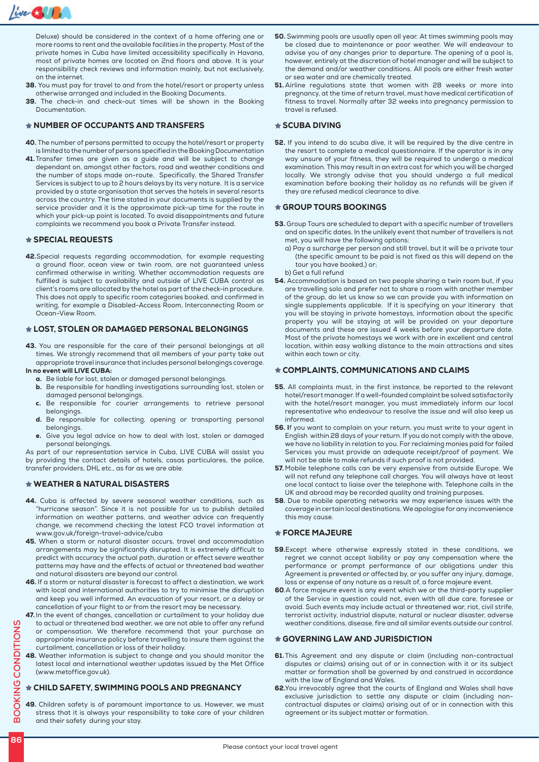Deluxe) should be considered in the context of a home offering one or more rooms to rent and the available facilities in the property. Most of the private homes in Cuba have limited accessibility specifically in Havana, most of private homes are located on 2nd floors and above. It is your responsibility check reviews and information mainly, but not exclusively, on the internet.

**38.** You must pay for travel to and from the hotel/resort or property unless otherwise arranged and included in the Booking Documents.

**39.** The check-in and check-out times will be shown in the Booking Documentation.

## ★ NUMBER OF OCCUPANTS AND TRANSFERS

**40.** The number of persons permitted to occupy the hotel/resort or property is limited to the number of persons specified in the Booking Documentation

**41.** Transfer times are given as a guide and will be subject to change dependant on, amongst other factors, road and weather conditions and the number of stops made on-route. Specifically, the Shared Transfer Services is subject to up to 2 hours delays by its very nature. It is a service provided by a state organisation that serves the hotels in several resorts across the country. The time stated in your documents is supplied by the service provider and it is the approximate pick-up time for the route in which your pick-up point is located. To avoid disappointments and future complaints we recommend you book a Private Transfer instead.

## ★ SPECIAL REQUESTS

**42.** Special requests regarding accommodation, for example requesting a ground floor, ocean view or twin room, are not guaranteed unless confirmed otherwise in writing. Whether accommodation requests are fulfilled is subject to availability and outside of LIVE CUBA control as client's rooms are allocated by the hotel as part of the check-in procedure. This does not apply to specific room categories booked, and confirmed in writing, for example a Disabled-Access Room, Interconnecting Room or Ocean-View Room.

## ★ LOST, STOLEN OR DAMAGED PERSONAL BELONGINGS

**43.** You are responsible for the care of their personal belongings at all times. We strongly recommend that all members of your party take out appropriate travel insurance that includes personal belongings coverage.

**In no event will LIVE CUBA:**

- **a.** Be liable for lost, stolen or damaged personal belongings.
- **b.** Be responsible for handling investigations surrounding lost, stolen or damaged personal belongings.
- **c.** Be responsible for courier arrangements to retrieve personal belongings.
- **d.** Be responsible for collecting, opening or transporting personal belongings.
- **e.** Give you legal advice on how to deal with lost, stolen or damaged personal belongings.

As part of our representation service in Cuba, LIVE CUBA will assist you by providing the contact details of hotels, casas particulares, the police, transfer providers, DHL etc., as far as we are able.

## ★ WEATHER & NATURAL DISASTERS

**44.** Cuba is affected by severe seasonal weather conditions, such as "hurricane season". Since it is not possible for us to publish detailed information on weather patterns, and weather advice can frequently change, we recommend checking the latest FCO travel information at www.gov.uk/foreign-travel-advice/cuba

**45.** When a storm or natural disaster occurs, travel and accommodation arrangements may be significantly disrupted. It is extremely difficult to predict with accuracy the actual path, duration or effect severe weather patterns may have and the effects of actual or threatened bad weather and natural disasters are beyond our control.

**46.** If a storm or natural disaster is forecast to affect a destination, we work with local and international authorities to try to minimise the disruption and keep you well informed. An evacuation of your resort, or a delay or cancellation of your flight to or from the resort may be necessary.

**47.** In the event of changes, cancellation or curtailment to your holiday due to actual or threatened bad weather, we are not able to offer any refund or compensation. We therefore recommend that your purchase an appropriate insurance policy before travelling to insure them against the curtailment, cancellation or loss of their holiday.

**48.** Weather information is subject to change and you should monitor the latest local and international weather updates issued by the Met Office (www.metoffice.gov.uk).

## ★ CHILD SAFETY, SWIMMING POOLS AND PREGNANCY

**49.** Children safety is of paramount importance to us. However, we must stress that it is always your responsibility to take care of your children and their safety during your stay.

**50.** Swimming pools are usually open all year. At times swimming pools may be closed due to maintenance or poor weather. We will endeavour to advise you of any changes prior to departure. The opening of a pool is, however, entirely at the discretion of hotel manager and will be subject to the demand and/or weather conditions. All pools are either fresh water or sea water and are chemically treated.

**51.** Airline regulations state that women with 28 weeks or more into pregnancy, at the time of return travel, must have medical certification of fitness to travel. Normally after 32 weeks into pregnancy permission to travel is refused.

## ★ SCUBA DIVING

**52.** If you intend to do scuba dive, it will be required by the dive centre in the resort to complete a medical questionnaire. If the operator is in any way unsure of your fitness, they will be required to undergo a medical examination. This may result in an extra cost for which you will be charged locally. We strongly advise that you should undergo a full medical examination before booking their holiday as no refunds will be given if they are refused medical clearance to dive.

## ★ GROUP TOURS BOOKINGS

**53.** Group Tours are scheduled to depart with a specific number of travellers and on specific dates. In the unlikely event that number of travellers is not met, you will have the following options:

a) Pay a surcharge per person and still travel, but it will be a private tour (the specific amount to be paid is not fixed as this will depend on the tour you have booked,) or;

b) Get a full refund

**54.** Accommodation is based on two people sharing a twin room but, if you are travelling solo and prefer not to share a room with another member of the group, do let us know so we can provide you with information on single supplements applicable. If it is specifying on your itinerary that you will be staying in private homestays, information about the specific property you will be staying at will be provided on your departure documents and these are issued 4 weeks before your departure date. Most of the private homestays we work with are in excellent and central location, within easy walking distance to the main attractions and sites within each town or city.

## ★ COMPLAINTS, COMMUNICATIONS AND CLAIMS

**55.** All complaints must, in the first instance, be reported to the relevant hotel/resort manager. If a well-founded complaint be solved satisfactorily with the hotel/resort manager, you must immediately inform our local representative who endeavour to resolve the issue and will also keep us informed.

**56.** If you want to complain on your return, you must write to your agent in English within 28 days of your return. If you do not comply with the above, we have no liability in relation to you. For reclaiming monies paid for failed Services you must provide an adequate receipt/proof of payment. We will not be able to make refunds if such proof is not provided.

**57.** Mobile telephone calls can be very expensive from outside Europe. We will not refund any telephone call charges. You will always have at least one local contact to liaise over the telephone with. Telephone calls in the UK and abroad may be recorded quality and training purposes.

**58.** Due to mobile operating networks we may experience issues with the coverage in certain local destinations. We apologise for any inconvenience this may cause.

## ★ FORCE MAJEURE

**59.** Except where otherwise expressly stated in these conditions, we regret we cannot accept liability or pay any compensation where the performance or prompt performance of our obligations under this Agreement is prevented or affected by, or you suffer any injury, damage, loss or expense of any nature as a result of, a force majeure event.

**60.** A force majeure event is any event which we or the third-party supplier of the Service in question could not, even with all due care, foresee or avoid. Such events may include actual or threatened war, riot, civil strife, terrorist activity, industrial dispute, natural or nuclear disaster, adverse weather conditions, disease, fire and all similar events outside our control.

## ★ GOVERNING LAW AND JURISDICTION

**61.** This Agreement and any dispute or claim (including non-contractual disputes or claims) arising out of or in connection with it or its subject matter or formation shall be governed by and construed in accordance with the law of England and Wales.

**62.** You irrevocably agree that the courts of England and Wales shall have exclusive jurisdiction to settle any dispute or claim (including non-contractual disputes or claims) arising out of or in connection with this agreement or its subject matter or formation.